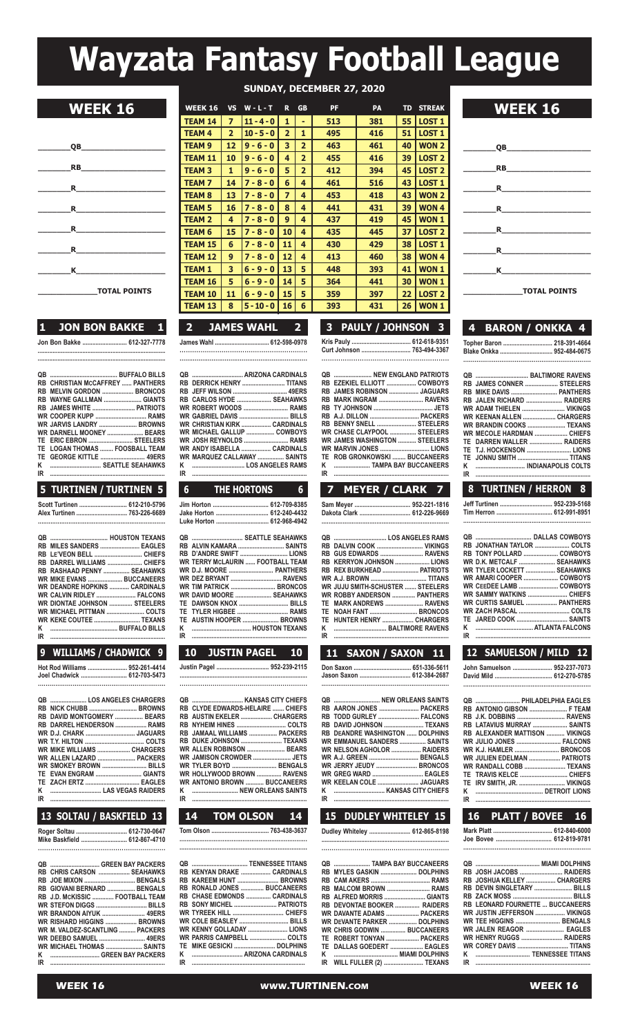# Wayzata Fantasy Football League

**SUNDAY, DECEMBER 27, 2020**

## WEEK 16

________QB____________________

________RB____________________

________R_____________________

________R_____________________

________R_____________________

________R_____________________

________K_____________________

______________TOTAL POINTS

| WEEK 16 | VS | W - L - T | R | GB | PF | PA | TD | STREAK |
|---|---|---|---|---|---|---|---|---|
| TEAM 14 | 7 | 11 - 4 - 0 | 1 | - | 513 | 381 | 55 | LOST 1 |
| TEAM 4 | 2 | 10 - 5 - 0 | 2 | 1 | 495 | 416 | 51 | LOST 1 |
| TEAM 9 | 12 | 9 - 6 - 0 | 3 | 2 | 463 | 461 | 40 | WON 2 |
| TEAM 11 | 10 | 9 - 6 - 0 | 4 | 2 | 455 | 416 | 39 | LOST 2 |
| TEAM 3 | 1 | 9 - 6 - 0 | 5 | 2 | 412 | 394 | 45 | LOST 2 |
| TEAM 7 | 14 | 7 - 8 - 0 | 6 | 4 | 461 | 516 | 43 | LOST 1 |
| TEAM 8 | 13 | 7 - 8 - 0 | 7 | 4 | 453 | 418 | 43 | WON 2 |
| TEAM 5 | 16 | 7 - 8 - 0 | 8 | 4 | 441 | 431 | 39 | WON 4 |
| TEAM 2 | 4 | 7 - 8 - 0 | 9 | 4 | 437 | 419 | 45 | WON 1 |
| TEAM 6 | 15 | 7 - 8 - 0 | 10 | 4 | 435 | 445 | 37 | LOST 2 |
| TEAM 15 | 6 | 7 - 8 - 0 | 11 | 4 | 430 | 429 | 38 | LOST 1 |
| TEAM 12 | 9 | 7 - 8 - 0 | 12 | 4 | 413 | 460 | 38 | WON 4 |
| TEAM 1 | 3 | 6 - 9 - 0 | 13 | 5 | 448 | 393 | 41 | WON 1 |
| TEAM 16 | 5 | 6 - 9 - 0 | 14 | 5 | 364 | 441 | 30 | WON 1 |
| TEAM 10 | 11 | 6 - 9 - 0 | 15 | 5 | 359 | 397 | 22 | LOST 2 |
| TEAM 13 | 8 | 5 - 10 - 0 | 16 | 6 | 393 | 431 | 26 | WON 1 |

## WEEK 16

________QB____________________

________RB____________________

________R_____________________

________R_____________________

________R_____________________

________R_____________________

________K_____________________

______________TOTAL POINTS

### 1 JON BON BAKKE 1

Jon Bon Bakke .......................... 612-327-7778

- QB ........................................ BUFFALO BILLS
- RB CHRISTIAN McCAFFREY ...... PANTHERS
- RB MELVIN GORDON .................. BRONCOS
- RB WAYNE GALLMAN ...................... GIANTS
- RB JAMES WHITE ........................ PATRIOTS
- WR COOPER KUPP ............................ RAMS
- WR JARVIS LANDRY ..................... BROWNS
- WR DARNELL MOONEY .................... BEARS
- TE ERIC EBRON .......................... STEELERS
- TE LOGAN THOMAS ........ FOOSBALL TEAM
- TE GEORGE KITTLE ........................ 49ERS
- K ............................. SEATTLE SEAHAWKS
- IR

### 2 JAMES WAHL 2

James Wahl ................................ 612-598-0978

- QB ............................. ARIZONA CARDINALS
- RB DERRICK HENRY ......................... TITANS
- RB JEFF WILSON ................................ 49ERS
- RB CARLOS HYDE .................... SEAHAWKS
- WR ROBERT WOODS .......................... RAMS
- WR GABRIEL DAVIS ............................ BILLS
- WR CHRISTIAN KIRK ............... CARDINALS
- WR MICHAEL GALLUP ................. COWBOYS
- WR JOSH REYNOLDS .......................... RAMS
- WR ANDY ISABELLA ................. CARDINALS
- WR MARQUEZ CALLAWAY ................ SAINTS
- K ............................... LOS ANGELES RAMS
- IR

### 3 PAULY / JOHNSON 3

Kris Pauly .................................... 612-618-9351
Curt Johnson .............................. 763-494-3367

- QB ...................... NEW ENGLAND PATRIOTS
- RB EZEKIEL ELLIOTT .................. COWBOYS
- RB JAMES ROBINSON ................. JAGUARS
- RB MARK INGRAM ........................... RAVENS
- RB TY JOHNSON .................................. JETS
- RB A.J. DILLON ............................. PACKERS
- RB BENNY SNELL ......................... STEELERS
- WR CHASE CLAYPOOL ............... STEELERS
- WR JAMES WASHINGTON ........... STEELERS
- WR MARVIN JONES ............................ LIONS
- TE ROB GRONKOWSKI ........ BUCCANEERS
- K ..................... TAMPA BAY BUCCANEERS
- IR

### 4 BARON / ONKKA 4

Topher Baron ............................. 218-391-4664
Blake Onkka ............................... 952-484-0675

- QB .............................. BALTIMORE RAVENS
- RB JAMES CONNER ................... STEELERS
- RB MIKE DAVIS ........................... PANTHERS
- RB JALEN RICHARD ..................... RAIDERS
- WR ADAM THIELEN ......................... VIKINGS
- WR KEENAN ALLEN .................... CHARGERS
- WR BRANDIN COOKS ....................... TEXANS
- WR MECOLE HARDMAN .................. CHIEFS
- TE DARREN WALLER ................... RAIDERS
- TE T.J. HOCKENSON .......................... LIONS
- TE JONNU SMITH .............................. TITANS
- K ............................. INDIANAPOLIS COLTS
- IR

### 5 TURTINEN / TURTINEN 5

Scott Turtinen ............................ 612-210-5796
Alex Turtinen .............................. 763-226-6689

- QB .................................. HOUSTON TEXANS
- RB MILES SANDERS ....................... EAGLES
- RB LE'VEON BELL ............................ CHIEFS
- RB DARREL WILLIAMS ..................... CHIEFS
- RB RASHAAD PENNY ............... SEAHAWKS
- WR MIKE EVANS ..................... BUCCANEERS
- WR DEANDRE HOPKINS .......... CARDINALS
- WR CALVIN RIDLEY ........................ FALCONS
- WR DIONTAE JOHNSON ............. STEELERS
- WR MICHAEL PITTMAN ...................... COLTS
- WR KEKE COUTEE ........................... TEXANS
- K ........................................ BUFFALO BILLS
- IR

### 6 THE HORTONS 6

Jim Horton .................................. 612-709-8385
Jake Horton ................................ 612-240-4432
Luke Horton ................................ 612-968-4942

- QB ............................. SEATTLE SEAHAWKS
- RB ALVIN KAMARA ........................... SAINTS
- RB D'ANDRE SWIFT ............................ LIONS
- WR TERRY McLAURIN ...... FOOTBALL TEAM
- WR D.J. MOORE ......................... PANTHERS
- WR DEZ BRYANT ................................ RAVENS
- WR TIM PATRICK .......................... BRONCOS
- WR DAVID MOORE ..................... SEAHAWKS
- TE DAWSON KNOX ............................. BILLS
- TE TYLER HIGBEE ............................... RAMS
- TE AUSTIN HOOPER ..................... BROWNS
- K .................................. HOUSTON TEXANS
- IR

### 7 MEYER / CLARK 7

Sam Meyer .................................. 952-221-1816
Dakota Clark ............................... 612-226-9669

- QB .............................. LOS ANGELES RAMS
- RB DALVIN COOK ........................... VIKINGS
- RB GUS EDWARDS .......................... RAVENS
- RB KERRYON JOHNSON .................... LIONS
- RB REX BURKHEAD ..................... PATRIOTS
- WR A.J. BROWN .................................. TITANS
- WR JUJU SMITH-SCHUSTER ...... STEELERS
- WR ROBBY ANDERSON ............. PANTHERS
- TE MARK ANDREWS ....................... RAVENS
- TE NOAH FANT ............................ BRONCOS
- TE HUNTER HENRY ................... CHARGERS
- K ............................... BALTIMORE RAVENS
- IR

### 8 TURTINEN / HERRON 8

Jeff Turtinen ............................... 952-239-5168
Tim Herron .................................. 612-991-8951

- QB ................................. DALLAS COWBOYS
- RB JONATHAN TAYLOR .................... COLTS
- RB TONY POLLARD ...................... COWBOYS
- WR D.K. METCALF ...................... SEAHAWKS
- WR TYLER LOCKETT .................. SEAHAWKS
- WR AMARI COOPER ..................... COWBOYS
- WR CEEDEE LAMB ........................ COWBOYS
- WR SAMMY WATKINS ....................... CHIEFS
- WR CURTIS SAMUEL .................. PANTHERS
- WR ZACH PASCAL .............................. COLTS
- TE JARED COOK ................................ SAINTS
- K ................................. ATLANTA FALCONS
- IR

### 9 WILLIAMS / CHADWICK 9

Hot Rod Williams ........................ 952-261-4414
Joel Chadwick ............................. 612-703-5473

- QB ..................... LOS ANGELES CHARGERS
- RB NICK CHUBB ............................. BROWNS
- RB DAVID MONTGOMERY ................ BEARS
- RB DARREL HENDERSON ................... RAMS
- WR D.J. CHARK ............................. JAGUARS
- WR T.Y. HILTON .................................... COLTS
- WR MIKE WILLIAMS .................... CHARGERS
- WR ALLEN LAZARD ....................... PACKERS
- WR SMOKEY BROWN .......................... BILLS
- TE EVAN ENGRAM ............................ GIANTS
- TE ZACH ERTZ ................................... EAGLES
- K ...................................... LAS VEGAS RAIDERS
- IR

### 10 JUSTIN PAGEL 10

Justin Pagel ................................ 952-239-2115

- QB ............................... KANSAS CITY CHIEFS
- RB CLYDE EDWARDS-HELAIRE ....... CHIEFS
- RB AUSTIN EKELER ................... CHARGERS
- RB NYHEIM HINES ............................. COLTS
- RB JAMAAL WILLIAMS ................. PACKERS
- RB DUKE JOHNSON ......................... TEXANS
- WR ALLEN ROBINSON ....................... BEARS
- WR JAMISON CROWDER ....................... JETS
- WR TYLER BOYD ........................... BENGALS
- WR HOLLYWOOD BROWN .............. RAVENS
- WR ANTONIO BROWN ........... BUCCANEERS
- K .............................. NEW ORLEANS SAINTS
- IR

### 11 SAXON / SAXON 11

Don Saxon .................................. 651-336-5611
Jason Saxon ............................... 612-384-2687

- QB ............................ NEW ORLEANS SAINTS
- RB AARON JONES ......................... PACKERS
- RB TODD GURLEY ........................ FALCONS
- RB DAVID JOHNSON ........................ TEXANS
- RB DEANDRE WASHINGTON ...... DOLPHINS
- WR EMMANUEL SANDERS ............... SAINTS
- WR NELSON AGHOLOR ................. RAIDERS
- WR A.J. GREEN ............................. BENGALS
- WR JERRY JEUDY ........................ BRONCOS
- WR GREG WARD ................................. EAGLES
- WR KEELAN COLE ........................ JAGUARS
- K ............................... KANSAS CITY CHIEFS
- IR

### 12 SAMUELSON / MILD 12

John Samuelson ......................... 952-237-7073
David Mild ................................... 612-270-5785

- QB ........................... PHILADELPHIA EAGLES
- RB ANTONIO GIBSON ....................... F TEAM
- RB J.K. DOBBINS .............................. RAVENS
- RB LATAVIUS MURRAY .................... SAINTS
- RB ALEXANDER MATTISON ........... VIKINGS
- WR JULIO JONES ........................... FALCONS
- WR K.J. HAMLER ........................... BRONCOS
- WR JULIEN EDELMAN .................. PATRIOTS
- WR RANDALL COBB ......................... TEXANS
- TE TRAVIS KELCE ............................ CHIEFS
- TE IRV SMITH, JR. .......................... VIKINGS
- K ........................................ DETROIT LIONS
- IR

### 13 SOLTAU / BASKFIELD 13

Roger Soltau ................................ 612-730-0647
Mike Baskfield ............................. 612-867-4710

- QB ............................. GREEN BAY PACKERS
- RB CHRIS CARSON .................... SEAHAWKS
- RB JOE MIXON ................................ BENGALS
- RB GIOVANI BERNARD ................. BENGALS
- RB J.D. McKISSIC ............. FOOTBALL TEAM
- WR STEFON DIGGS ............................. BILLS
- WR BRANDON AIYUK ......................... 49ERS
- WR RISHARD HIGGINS ................... BROWNS
- WR M. VALDEZ-SCANTLING ......... PACKERS
- WR DEEBO SAMUEL .......................... 49ERS
- WR MICHAEL THOMAS ..................... SAINTS
- K ................................. GREEN BAY PACKERS
- IR

### 14 TOM OLSON 14

Tom Olson .................................. 763-438-3637

- QB .................................. TENNESSEE TITANS
- RB KENYAN DRAKE ..................... CARDINALS
- RB KAREEM HUNT ........................... BROWNS
- RB RONALD JONES .............. BUCCANEERS
- RB CHASE EDMONDS .............. CARDINALS
- RB SONY MICHEL ......................... PATRIOTS
- WR TYREEK HILL ................................ CHIEFS
- WR COLE BEASLEY ............................ BILLS
- WR KENNY GOLLADAY ....................... LIONS
- WR PARRIS CAMPBELL ...................... COLTS
- TE MIKE GESICKI ......................... DOLPHINS
- K ............................... ARIZONA CARDINALS
- IR

### 15 DUDLEY WHITELEY 15

Dudley Whiteley ......................... 612-865-8198

- QB ...................... TAMPA BAY BUCCANEERS
- RB MYLES GASKIN ...................... DOLPHINS
- RB CAM AKERS ..................................... RAMS
- RB MALCOM BROWN ......................... RAMS
- RB ALFRED MORRIS .......................... GIANTS
- RB DEVONTAE BOOKER ............... RAIDERS
- WR DAVANTE ADAMS .................... PACKERS
- WR DEVANTE PARKER ................ DOLPHINS
- WR CHRIS GODWIN .............. BUCCANEERS
- TE ROBERT TONYAN .................... PACKERS
- TE DALLAS GOEDERT ...................... EAGLES
- K ........................................ MIAMI DOLPHINS
- IR WILL FULLER (2) ......................... TEXANS

### 16 PLATT / BOVEE 16

Mark Platt .................................... 612-840-6000
Joe Bovee .................................... 612-819-9781

- QB ........................................ MIAMI DOLPHINS
- RB JOSH JACOBS .......................... RAIDERS
- RB JOSHUA KELLEY ................. CHARGERS
- RB DEVIN SINGLETARY ...................... BILLS
- RB ZACK MOSS ................................... BILLS
- RB LEONARD FOURNETTE ... BUCCANEERS
- WR JUSTIN JEFFERSON ................ VIKINGS
- WR TEE HIGGINS .......................... BENGALS
- WR JALEN REAGOR ....................... EAGLES
- WR HENRY RUGGS ........................ RAIDERS
- WR COREY DAVIS ............................ TITANS
- K ................................... TENNESSEE TITANS
- IR

www.TURTINEN.com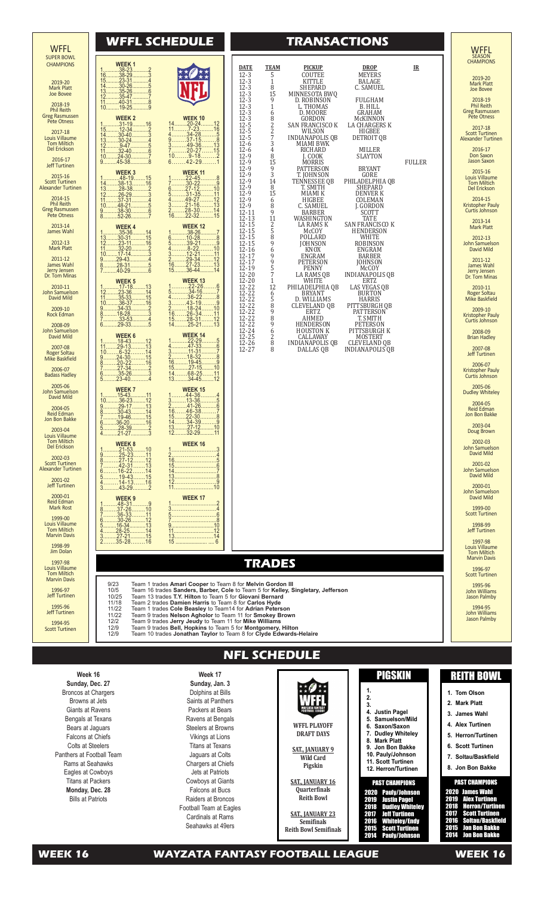# WFFL SCHEDULE

### WFFL SUPER BOWL CHAMPIONS

- 2019-20: Mark Platt, Joe Bovee
- 2018-19: Phil Reith, Greg Rasmussen, Pete Otness
- 2017-18: Louis Villaume, Tom Miltich, Del Erickson
- 2016-17: Jeff Turtinen
- 2015-16: Scott Turtinen, Alexander Turtinen
- 2014-15: Phil Reith, Greg Rasmussen, Pete Otness
- 2013-14: James Wahl
- 2012-13: Mark Platt
- 2011-12: James Wahl, Jerry Jensen, Dr. Tom Minas
- 2010-11: John Samuelson, David Mild
- 2009-10: Rock Edman
- 2008-09: John Samuelson, David Mild
- 2007-08: Roger Soltau, Mike Baskfield
- 2006-07: Badass Hadley
- 2005-06: John Samuelson, David Mild
- 2004-05: Reid Edman, Jon Bon Bakke
- 2003-04: Louis Villaume, Tom Miltich, Del Erickson
- 2002-03: Scott Turtinen, Alexander Turtinen
- 2001-02: Jeff Turtinen
- 2000-01: Reid Edman, Mark Rost
- 1999-00: Louis Villaume, Tom Miltich, Marvin Davis
- 1998-99: Jim Dolan
- 1997-98: Louis Villaume, Tom Miltich, Marvin Davis
- 1996-97: Jeff Turtinen
- 1995-96: Jeff Turtinen
- 1994-95: Scott Turtinen

### WEEK 1
1.........38-23.........2
16.........38-29.........3
15.........23-31.........4
14.........30-26.........5
13.........35-26.........6
12.........35-47.........7
11.........40-31.........8
10.........19-25.........9

### WEEK 2
1.........31-19.........16
15.........12-34.........2
14.........30-40.........3
13.........30-24.........4
12.........9-47.........5
11.........32-40.........6
10.........24-30.........7
9.........45-38.........8

### WEEK 3
1.........48-19.........15
14.........38-13.........16
13.........28-38.........2
12.........26-29.........3
11.........37-31.........4
10.........48-21.........5
9.........38-30.........6
8.........52-26.........7

### WEEK 4
1.........35-36.........14
13.........30-31.........15
12.........23-11.........16
11.........32-20.........2
10.........17-14.........3
9.........29-43.........4
8.........28-31.........5
7.........40-29.........6

### WEEK 5
1.........17-18.........13
12.........23-36.........14
11.........35-33.........15
10.........36-37.........16
9.........34-33.........2
8.........18-28.........3
7.........33-53.........4
6.........29-33.........5

### WEEK 6
1.........18-43.........12
11.........29-13.........13
10.........6-32.........14
9.........24-30.........15
8.........20-22.........16
7.........27-34.........2
6.........35-26.........3
5.........23-40.........4

### WEEK 7
1.........15-43.........11
10.........36-23.........12
9.........29-17.........13
8.........30-43.........14
7.........19-46.........15
6.........36-20.........16
5.........28-39.........2
4.........21-27.........3

### WEEK 8
1.........21-53.........10
9.........25-23.........11
8.........27-12.........12
7.........42-31.........13
6.........16-22.........14
5.........19-43.........15
4.........14-13.........16
3.........43-29.........2

### WEEK 9
1.........48-31.........9
8.........37-26.........10
7.........36-33.........11
6.........30-26.........12
5.........16-34.........13
4.........28-25.........14
3.........27-21.........15
2.........35-28.........16

### WEEK 10
14.........20-24.........12
11.........7-23.........16
4.........34-28.........5
9.........37-15.........8
3.........49-36.........13
7.........20-27.........15
10.........9-18.........2
6.........42-29.........1

### WEEK 11
1.........22-45.........8
7.........30-22.........9
6.........27-12.........10
5.........31-35.........11
4.........49-27.........12
3.........21-16.........13
2.........28-30.........14
16.........22-32.........15

### WEEK 12
1.........38-26.........7
6.........10-28.........8
5.........39-21.........9
4.........8-22.........10
3.........12-21.........11
2.........29-34.........12
16.........27-23.........13
15.........36-44.........14

### WEEK 13
1.........22-26.........6
5.........34-16.........7
4.........36-22.........8
3.........43-19.........9
2.........18-24.........10
16.........26-34.........11
15.........28-31.........12
14.........25-21.........13

### WEEK 14
1.........22-29.........5
4.........47-33.........6
3.........11-31.........7
2.........18-32.........8
16.........19-45.........9
15.........27-15.........10
14.........68-25.........11
13.........34-45.........12

### WEEK 15
1.........44-36.........4
3.........13-36.........5
2.........41-26.........6
16.........46-38.........7
15.........22-30.........8
14.........34-39.........9
13.........27-12.........10
12.........32-29.........11

### WEEK 16
1.........................3
2.........................4
16.........................5
15.........................6
14.........................7
13.........................8
12.........................9
11.........................10

### WEEK 17
1.........................2
3.........................4
5.........................6
7.........................8
9.........................10
11.........................12
13.........................14
15.........................6

# TRANSACTIONS

| DATE | TEAM | PICKUP | DROP | IR |
|---|---|---|---|---|
| 12-3 | 5 | COUTEE | MEYERS | |
| 12-3 | 1 | KITTLE | BALAGE | |
| 12-3 | 8 | SHEPARD | C. SAMUEL | |
| 12-3 | 15 | MINNESOTA BWQ | | |
| 12-3 | 9 | D. ROBINSON | FULGHAM | |
| 12-3 | 1 | L. THOMAS | B. HILL | |
| 12-3 | 6 | D. MOORE | GRAHAM | |
| 12-3 | 8 | GORDON | McKINNON | |
| 12-5 | 2 | SAN FRANCISCO K | LA CHARGERS K | |
| 12-5 | 2 | WILSON | HIGBEE | |
| 12-5 | 7 | INDIANAPOLIS QB | DETROIT QB | |
| 12-6 | 3 | MIAMI BWK | | |
| 12-6 | 4 | RICHARD | MILLER | |
| 12-9 | 8 | J. COOK | SLAYTON | |
| 12-9 | 15 | MORRIS | | FULLER |
| 12-9 | 9 | PATTERSON | BRYANT | |
| 12-9 | 3 | T. JOHNSON | GORE | |
| 12-9 | 14 | TENNESSEE QB | PHILADELPHIA QB | |
| 12-9 | 8 | T. SMITH | SHEPARD | |
| 12-9 | 15 | MIAMI K | DENVER K | |
| 12-9 | 6 | HIGBEE | COLEMAN | |
| 12-9 | 8 | C. SAMUEL | J. GORDON | |
| 12-11 | 9 | BARBER | SCOTT | |
| 12-13 | 11 | WASHINGTON | TATE | |
| 12-15 | 2 | LA RAMS K | SAN FRANCISCO K | |
| 12-15 | 5 | McCOY | HENDERSON | |
| 12-15 | 8 | POLLARD | WHITE | |
| 12-15 | 9 | JOHNSON | ROBINSON | |
| 12-16 | 6 | KNOX | ENGRAM | |
| 12-17 | 9 | ENGRAM | BARBER | |
| 12-17 | 9 | PETERSON | JOHNSON | |
| 12-19 | 5 | PENNY | McCOY | |
| 12-20 | 7 | LA RAMS QB | INDIANAPOLIS QB | |
| 12-20 | 1 | WHITE | ERTZ | |
| 12-22 | 12 | PHILADELPHIA QB | LAS VEGAS QB | |
| 12-22 | 6 | BRYANT | BURTON | |
| 12-22 | 5 | D. WILLIAMS | HARRIS | |
| 12-22 | 8 | CLEVELAND QB | PITTSBURGH QB | |
| 12-22 | 9 | ERTZ | PATTERSON | |
| 12-22 | 8 | AHMED | T. SMITH | |
| 12-22 | 9 | HENDERSON | PETERSON | |
| 12-24 | 6 | HOUSTON K | PITTSBURGH K | |
| 12-25 | 2 | CALLAWAY | MOSTERT | |
| 12-26 | 8 | INDIANAPOLIS QB | CLEVELAND QB | |
| 12-27 | 8 | DALLAS QB | INDIANAPOLIS QB | |

### WFFL SEASON CHAMPIONS

- 2019-20: Mark Platt, Joe Bovee
- 2018-19: Phil Reith, Greg Rasmussen, Pete Otness
- 2017-18: Scott Turtinen, Alexander Turtinen
- 2016-17: Don Saxon, Jason Saxon
- 2015-16: Louis Villaume, Tom Miltich, Del Erickson
- 2014-15: Kristopher Pauly, Curtis Johnson
- 2013-14: Mark Platt
- 2012-13: John Samuelson, David Mild
- 2011-12: James Wahl, Jerry Jensen, Dr. Tom Minas
- 2010-11: Roger Soltau, Mike Baskfield
- 2009-10: Kristopher Pauly, Curtis Johnson
- 2008-09: Brian Hadley
- 2007-08: Jeff Turtinen
- 2006-07: Kristopher Pauly, Curtis Johnson
- 2005-06: Dudley Whiteley
- 2004-05: Reid Edman, Jon Bon Bakke
- 2003-04: Doug Brown
- 2002-03: John Samuelson, David Mild
- 2001-02: John Samuelson, David Mild
- 2000-01: John Samuelson, David Mild
- 1999-00: Scott Turtinen
- 1998-99: Jeff Turtinen
- 1997-98: Louis Villaume, Tom Miltich, Marvin Davis
- 1996-97: Scott Turtinen
- 1995-96: John Williams, Jason Palmby
- 1994-95: John Williams, Jason Palmby

# TRADES

| | |
|---|---|
| 9/23 | Team 1 trades **Amari Cooper** to Team 8 for **Melvin Gordon III** |
| 10/5 | Team 16 trades **Sanders, Barber, Cole** to Team 5 for **Kelley, Singletary, Jefferson** |
| 10/25 | Team 13 trades **T.Y. Hilton** to Team 5 for **Giovani Bernard** |
| 11/18 | Team 2 trades **Damien Harris** to Team 8 for **Carlos Hyde** |
| 11/22 | Team 1 trades **Cole Beasley** to Team14 for **Adrian Peterson** |
| 11/22 | Team 9 trades **Nelson Agholor** to Team 11 for **Smokey Brown** |
| 12/2 | Team 9 trades **Jerry Jeudy** to Team 11 for **Mike Williams** |
| 12/9 | Team 9 trades **Bell, Hopkins** to Team 5 for **Montgomery, Hilton** |
| 12/9 | Team 10 trades **Jonathan Taylor** to Team 8 for **Clyde Edwards-Helaire** |

# NFL SCHEDULE

### Week 16
**Sunday, Dec. 27**

- Broncos at Chargers
- Browns at Jets
- Giants at Ravens
- Bengals at Texans
- Bears at Jaguars
- Falcons at Chiefs
- Colts at Steelers
- Panthers at Football Team
- Rams at Seahawks
- Eagles at Cowboys
- Titans at Packers

**Monday, Dec. 28**

- Bills at Patriots

### Week 17
**Sunday, Jan. 3**

- Dolphins at Bills
- Saints at Panthers
- Packers at Bears
- Ravens at Bengals
- Steelers at Browns
- Vikings at Lions
- Titans at Texans
- Jaguars at Colts
- Chargers at Chiefs
- Jets at Patriots
- Cowboys at Giants
- Falcons at Bucs
- Raiders at Broncos
- Football Team at Eagles
- Cardinals at Rams
- Seahawks at 49ers

### WFFL PLAYOFF DRAFT DAYS

**SAT., JANUARY 9**
Wild Card
Pigskin

**SAT., JANUARY 16**
Quarterfinals
Reith Bowl

**SAT., JANUARY 23**
Semifinals
Reith Bowl Semifinals

## PIGSKIN

1.
2.
3.
4. Justin Pagel
5. Samuelson/Mild
6. Saxon/Saxon
7. Dudley Whiteley
8. Mark Platt
9. Jon Bon Bakke
10. Pauly/Johnson
11. Scott Turtinen
12. Herron/Turtinen

**PAST CHAMPIONS**

- 2020 Pauly/Johnson
- 2019 Justin Pagel
- 2018 Dudley Whiteley
- 2017 Jeff Turtinen
- 2016 Whiteley/Endy
- 2015 Scott Turtinen
- 2014 Pauly/Johnson

## REITH BOWL

1. Tom Olson
2. Mark Platt
3. James Wahl
4. Alex Turtinen
5. Herron/Turtinen
6. Scott Turtinen
7. Soltau/Baskfield
8. Jon Bon Bakke

**PAST CHAMPIONS**

- 2020 James Wahl
- 2019 Alex Turtinen
- 2018 Herron/Turtinen
- 2017 Scott Turtinen
- 2016 Soltau/Baskfield
- 2015 Jon Bon Bakke
- 2014 Jon Bon Bakke

WEEK 16 — WAYZATA FANTASY FOOTBALL LEAGUE — WEEK 16